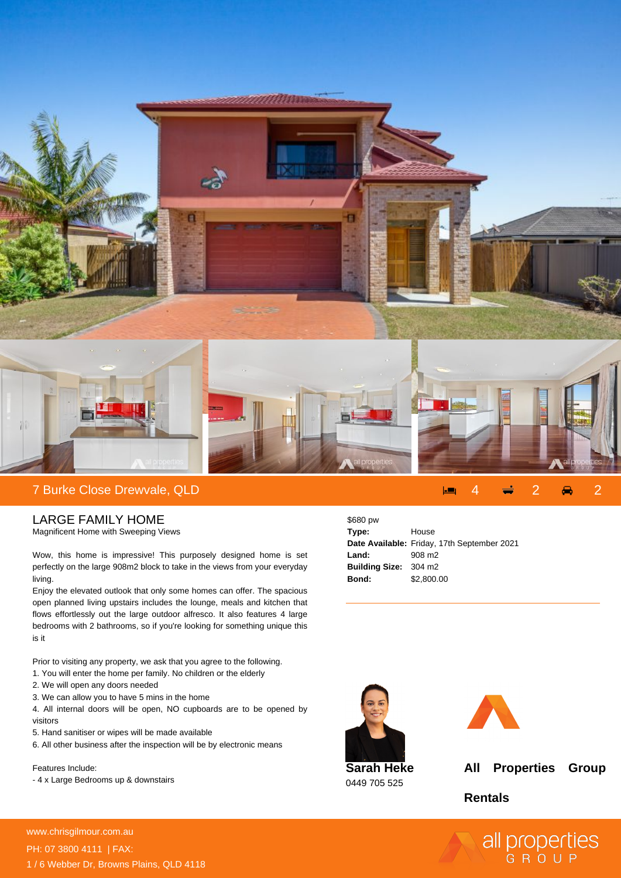# 7 Burke Close Drewvale, QLD

4 2 2

## LARGE FAMILY HOME

Magnificent Home with Sweeping Views

Wow, this home is impressive! This purposely designed home is set perfectly on the large 908m2 block to take in the views from your everyday living.

Enjoy the elevated outlook that only some homes can offer. The spacious open planned living upstairs includes the lounge, meals and kitchen that flows effortlessly out the large outdoor alfresco. It also features 4 large bedrooms with 2 bathrooms, so if you're looking for something unique this is it

Prior to visiting any property, we ask that you agree to the following.

1. You will enter the home per family. No children or the elderly
2. We will open any doors needed
3. We can allow you to have 5 mins in the home
4. All internal doors will be open, NO cupboards are to be opened by visitors
5. Hand sanitiser or wipes will be made available
6. All other business after the inspection will be by electronic means

Features Include:

- 4 x Large Bedrooms up & downstairs

$680 pw

| | |
|---|---|
| **Type:** | House |
| **Date Available:** | Friday, 17th September 2021 |
| **Land:** | 908 m2 |
| **Building Size:** | 304 m2 |
| **Bond:** | $2,800.00 |

**Sarah Heke**
0449 705 525

**All Properties Group Rentals**

www.chrisgilmour.com.au
PH: 07 3800 4111 | FAX:
1 / 6 Webber Dr, Browns Plains, QLD 4118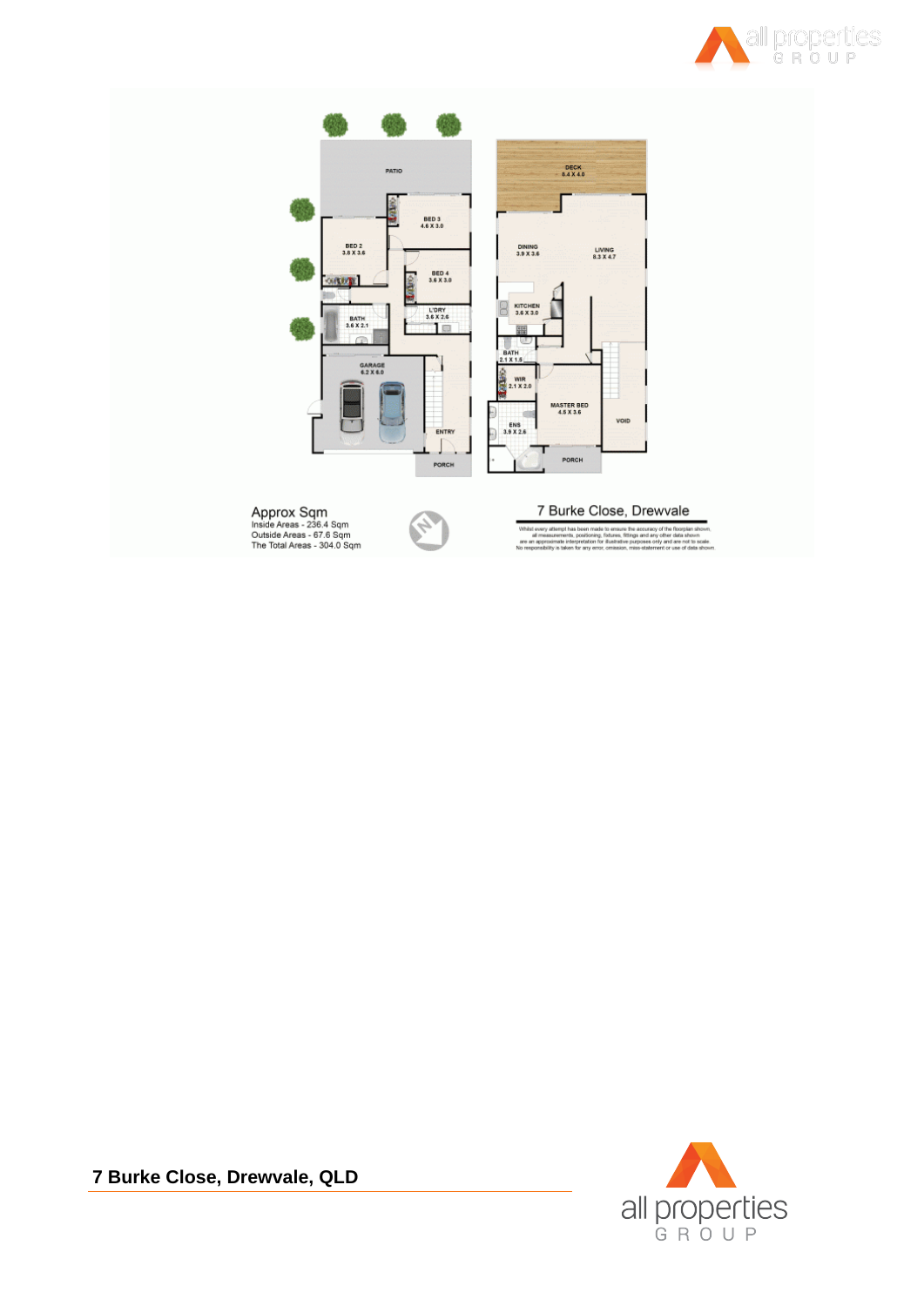PATIO

BED 3
4.6 X 3.0

BED 2
3.8 X 3.6

BED 4
3.6 X 3.0

L'DRY
3.6 X 2.6

BATH
3.6 X 2.1

GARAGE
6.2 X 6.0

ENTRY

PORCH

DECK
6.4 X 4.0

DINING
3.9 X 3.6

LIVING
8.3 X 4.7

KITCHEN
3.6 X 3.0

BATH
2.1 X 1.5

WIR
2.1 X 2.0

MASTER BED
4.5 X 3.6

VOID

ENS
3.9 X 2.6

PORCH

Approx Sqm
Inside Areas - 236.4 Sqm
Outside Areas - 67.6 Sqm
The Total Areas - 304.0 Sqm

7 Burke Close, Drewvale

Whilst every attempt has been made to ensure the accuracy of the floorplan shown, all measurements, positioning, fixtures, fittings and any other data shown are an approximate interpretation for illustrative purposes only and are not to scale. No responsibility is taken for any error, omission, miss-statement or use of data shown.

**7 Burke Close, Drewvale, QLD**